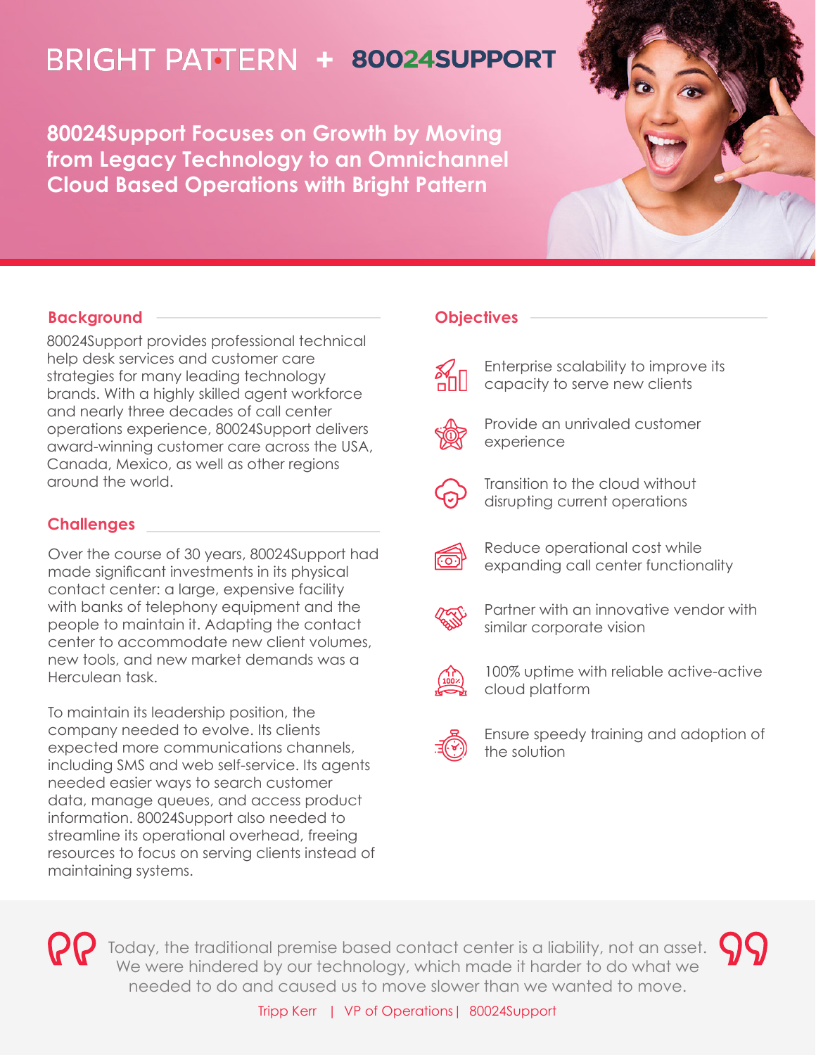BRIGHT PATTERN + 80024SUPPORT

# 80024Support Focuses on Growth by Moving from Legacy Technology to an Omnichannel Cloud Based Operations with Bright Pattern

## Background

80024Support provides professional technical help desk services and customer care strategies for many leading technology brands. With a highly skilled agent workforce and nearly three decades of call center operations experience, 80024Support delivers award-winning customer care across the USA, Canada, Mexico, as well as other regions around the world.

## Challenges

Over the course of 30 years, 80024Support had made significant investments in its physical contact center: a large, expensive facility with banks of telephony equipment and the people to maintain it. Adapting the contact center to accommodate new client volumes, new tools, and new market demands was a Herculean task.

To maintain its leadership position, the company needed to evolve. Its clients expected more communications channels, including SMS and web self-service. Its agents needed easier ways to search customer data, manage queues, and access product information. 80024Support also needed to streamline its operational overhead, freeing resources to focus on serving clients instead of maintaining systems.

## Objectives

- Enterprise scalability to improve its capacity to serve new clients
- Provide an unrivaled customer experience
- Transition to the cloud without disrupting current operations
- Reduce operational cost while expanding call center functionality
- Partner with an innovative vendor with similar corporate vision
- 100% uptime with reliable active-active cloud platform
- Ensure speedy training and adoption of the solution

> Today, the traditional premise based contact center is a liability, not an asset. We were hindered by our technology, which made it harder to do what we needed to do and caused us to move slower than we wanted to move.
>
> Tripp Kerr | VP of Operations | 80024Support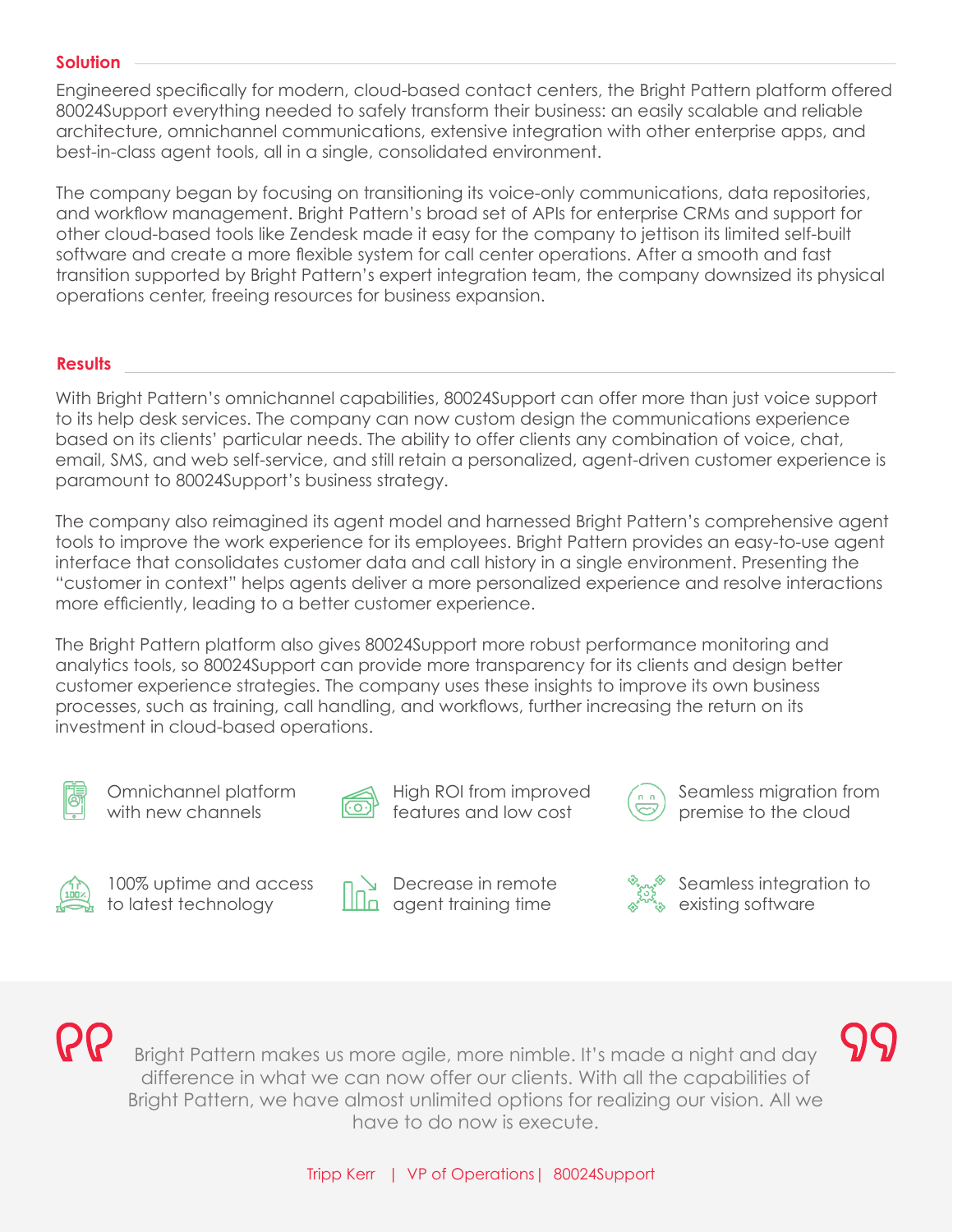## Solution

Engineered specifically for modern, cloud-based contact centers, the Bright Pattern platform offered 80024Support everything needed to safely transform their business: an easily scalable and reliable architecture, omnichannel communications, extensive integration with other enterprise apps, and best-in-class agent tools, all in a single, consolidated environment.

The company began by focusing on transitioning its voice-only communications, data repositories, and workflow management. Bright Pattern's broad set of APIs for enterprise CRMs and support for other cloud-based tools like Zendesk made it easy for the company to jettison its limited self-built software and create a more flexible system for call center operations. After a smooth and fast transition supported by Bright Pattern's expert integration team, the company downsized its physical operations center, freeing resources for business expansion.

## Results

With Bright Pattern's omnichannel capabilities, 80024Support can offer more than just voice support to its help desk services. The company can now custom design the communications experience based on its clients' particular needs. The ability to offer clients any combination of voice, chat, email, SMS, and web self-service, and still retain a personalized, agent-driven customer experience is paramount to 80024Support's business strategy.

The company also reimagined its agent model and harnessed Bright Pattern's comprehensive agent tools to improve the work experience for its employees. Bright Pattern provides an easy-to-use agent interface that consolidates customer data and call history in a single environment. Presenting the "customer in context" helps agents deliver a more personalized experience and resolve interactions more efficiently, leading to a better customer experience.

The Bright Pattern platform also gives 80024Support more robust performance monitoring and analytics tools, so 80024Support can provide more transparency for its clients and design better customer experience strategies. The company uses these insights to improve its own business processes, such as training, call handling, and workflows, further increasing the return on its investment in cloud-based operations.

- Omnichannel platform with new channels
- High ROI from improved features and low cost
- Seamless migration from premise to the cloud
- 100% uptime and access to latest technology
- Decrease in remote agent training time
- Seamless integration to existing software

> Bright Pattern makes us more agile, more nimble. It's made a night and day difference in what we can now offer our clients. With all the capabilities of Bright Pattern, we have almost unlimited options for realizing our vision. All we have to do now is execute.

Tripp Kerr | VP of Operations | 80024Support